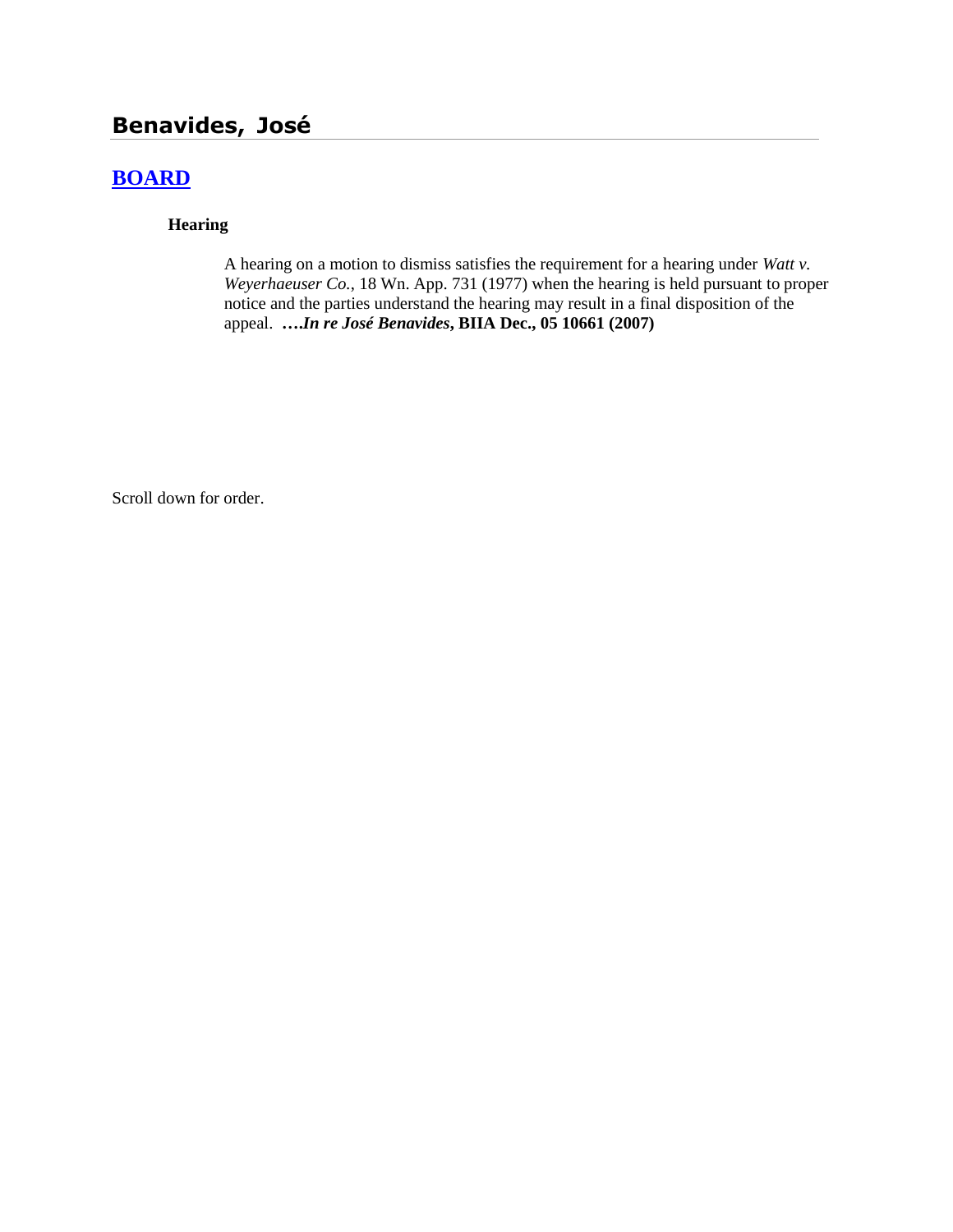# Benavides, José

## BOARD

### Hearing

A hearing on a motion to dismiss satisfies the requirement for a hearing under *Watt v. Weyerhaeuser Co.*, 18 Wn. App. 731 (1977) when the hearing is held pursuant to proper notice and the parties understand the hearing may result in a final disposition of the appeal. **….*In re José Benavides*, BIIA Dec., 05 10661 (2007)**

Scroll down for order.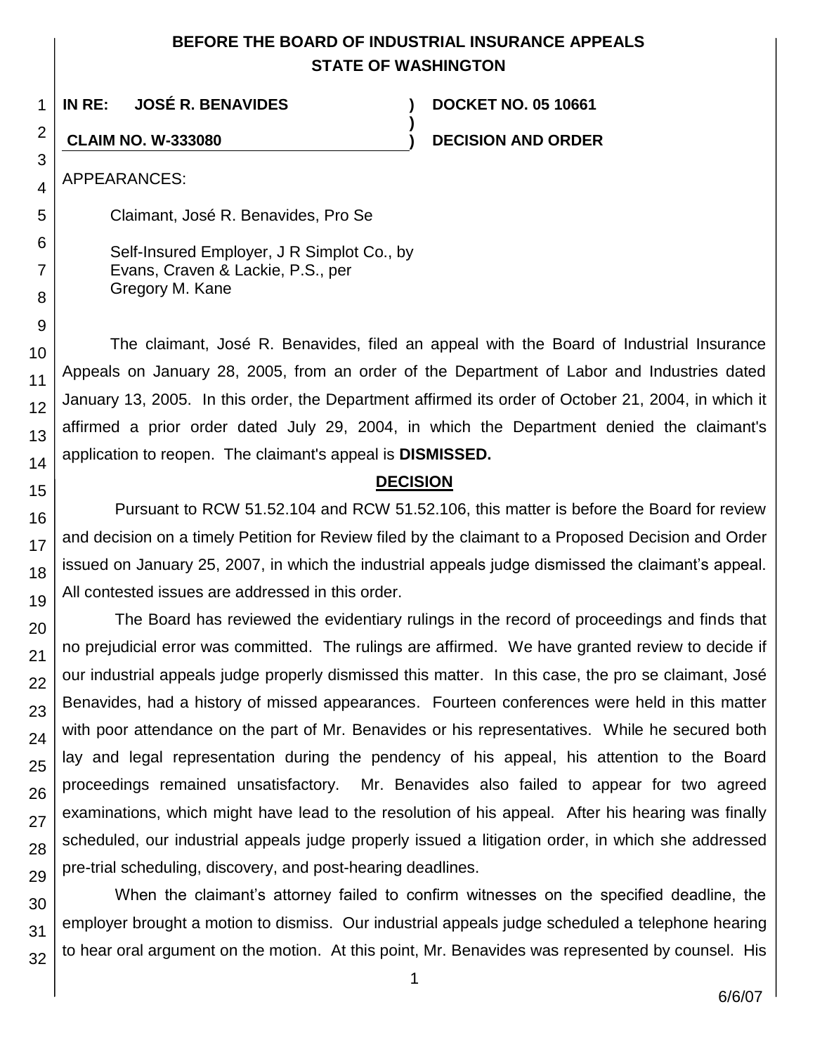# BEFORE THE BOARD OF INDUSTRIAL INSURANCE APPEALS
# STATE OF WASHINGTON

**IN RE: JOSÉ R. BENAVIDES** ) **DOCKET NO. 05 10661**
)
**CLAIM NO. W-333080** ) **DECISION AND ORDER**

APPEARANCES:

Claimant, José R. Benavides, Pro Se

Self-Insured Employer, J R Simplot Co., by
Evans, Craven & Lackie, P.S., per
Gregory M. Kane

The claimant, José R. Benavides, filed an appeal with the Board of Industrial Insurance Appeals on January 28, 2005, from an order of the Department of Labor and Industries dated January 13, 2005. In this order, the Department affirmed its order of October 21, 2004, in which it affirmed a prior order dated July 29, 2004, in which the Department denied the claimant's application to reopen. The claimant's appeal is **DISMISSED.**

## DECISION

Pursuant to RCW 51.52.104 and RCW 51.52.106, this matter is before the Board for review and decision on a timely Petition for Review filed by the claimant to a Proposed Decision and Order issued on January 25, 2007, in which the industrial appeals judge dismissed the claimant's appeal. All contested issues are addressed in this order.

The Board has reviewed the evidentiary rulings in the record of proceedings and finds that no prejudicial error was committed. The rulings are affirmed. We have granted review to decide if our industrial appeals judge properly dismissed this matter. In this case, the pro se claimant, José Benavides, had a history of missed appearances. Fourteen conferences were held in this matter with poor attendance on the part of Mr. Benavides or his representatives. While he secured both lay and legal representation during the pendency of his appeal, his attention to the Board proceedings remained unsatisfactory. Mr. Benavides also failed to appear for two agreed examinations, which might have lead to the resolution of his appeal. After his hearing was finally scheduled, our industrial appeals judge properly issued a litigation order, in which she addressed pre-trial scheduling, discovery, and post-hearing deadlines.

When the claimant's attorney failed to confirm witnesses on the specified deadline, the employer brought a motion to dismiss. Our industrial appeals judge scheduled a telephone hearing to hear oral argument on the motion. At this point, Mr. Benavides was represented by counsel. His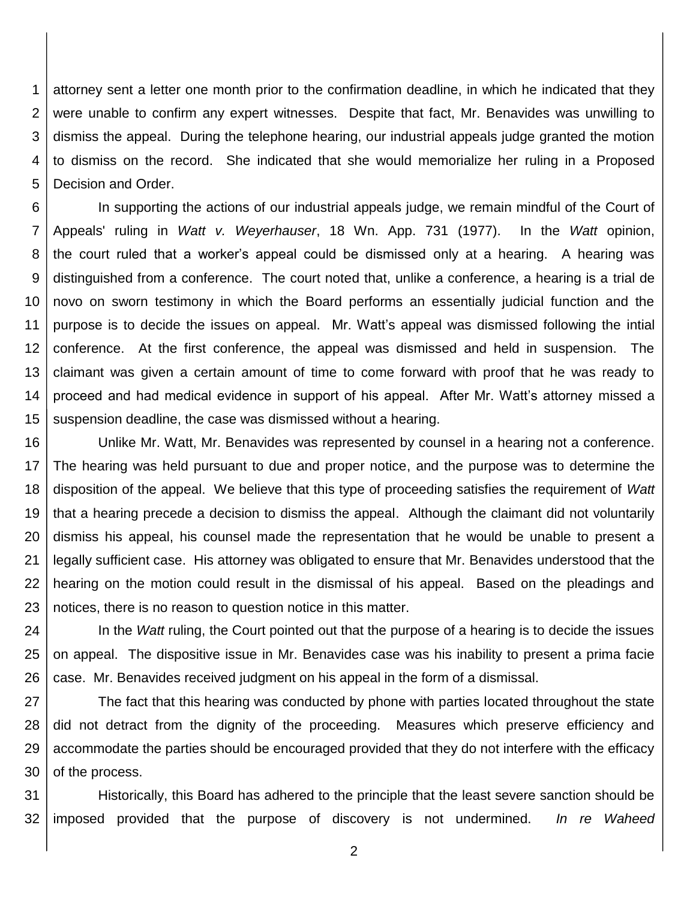attorney sent a letter one month prior to the confirmation deadline, in which he indicated that they were unable to confirm any expert witnesses. Despite that fact, Mr. Benavides was unwilling to dismiss the appeal. During the telephone hearing, our industrial appeals judge granted the motion to dismiss on the record. She indicated that she would memorialize her ruling in a Proposed Decision and Order.

In supporting the actions of our industrial appeals judge, we remain mindful of the Court of Appeals' ruling in *Watt v. Weyerhauser*, 18 Wn. App. 731 (1977). In the *Watt* opinion, the court ruled that a worker's appeal could be dismissed only at a hearing. A hearing was distinguished from a conference. The court noted that, unlike a conference, a hearing is a trial de novo on sworn testimony in which the Board performs an essentially judicial function and the purpose is to decide the issues on appeal. Mr. Watt's appeal was dismissed following the intial conference. At the first conference, the appeal was dismissed and held in suspension. The claimant was given a certain amount of time to come forward with proof that he was ready to proceed and had medical evidence in support of his appeal. After Mr. Watt's attorney missed a suspension deadline, the case was dismissed without a hearing.

Unlike Mr. Watt, Mr. Benavides was represented by counsel in a hearing not a conference. The hearing was held pursuant to due and proper notice, and the purpose was to determine the disposition of the appeal. We believe that this type of proceeding satisfies the requirement of *Watt* that a hearing precede a decision to dismiss the appeal. Although the claimant did not voluntarily dismiss his appeal, his counsel made the representation that he would be unable to present a legally sufficient case. His attorney was obligated to ensure that Mr. Benavides understood that the hearing on the motion could result in the dismissal of his appeal. Based on the pleadings and notices, there is no reason to question notice in this matter.

In the *Watt* ruling, the Court pointed out that the purpose of a hearing is to decide the issues on appeal. The dispositive issue in Mr. Benavides case was his inability to present a prima facie case. Mr. Benavides received judgment on his appeal in the form of a dismissal.

The fact that this hearing was conducted by phone with parties located throughout the state did not detract from the dignity of the proceeding. Measures which preserve efficiency and accommodate the parties should be encouraged provided that they do not interfere with the efficacy of the process.

Historically, this Board has adhered to the principle that the least severe sanction should be imposed provided that the purpose of discovery is not undermined. *In re Waheed*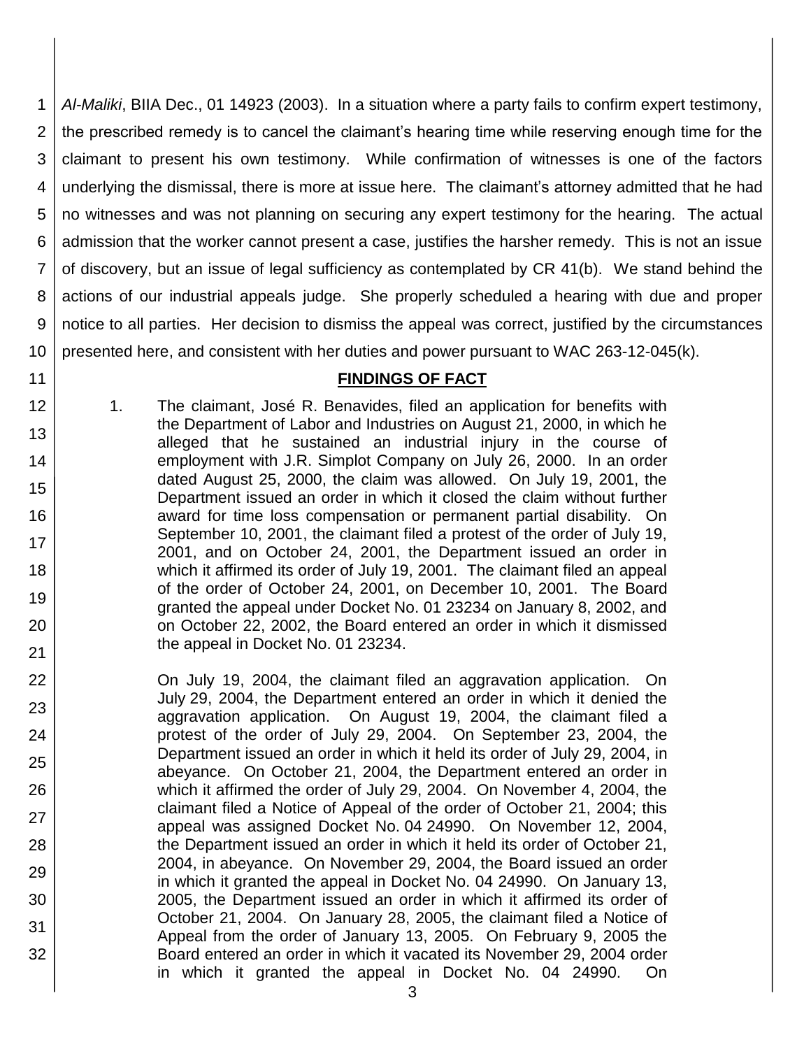*Al-Maliki*, BIIA Dec., 01 14923 (2003). In a situation where a party fails to confirm expert testimony, the prescribed remedy is to cancel the claimant's hearing time while reserving enough time for the claimant to present his own testimony. While confirmation of witnesses is one of the factors underlying the dismissal, there is more at issue here. The claimant's attorney admitted that he had no witnesses and was not planning on securing any expert testimony for the hearing. The actual admission that the worker cannot present a case, justifies the harsher remedy. This is not an issue of discovery, but an issue of legal sufficiency as contemplated by CR 41(b). We stand behind the actions of our industrial appeals judge. She properly scheduled a hearing with due and proper notice to all parties. Her decision to dismiss the appeal was correct, justified by the circumstances presented here, and consistent with her duties and power pursuant to WAC 263-12-045(k).

## FINDINGS OF FACT

1. The claimant, José R. Benavides, filed an application for benefits with the Department of Labor and Industries on August 21, 2000, in which he alleged that he sustained an industrial injury in the course of employment with J.R. Simplot Company on July 26, 2000. In an order dated August 25, 2000, the claim was allowed. On July 19, 2001, the Department issued an order in which it closed the claim without further award for time loss compensation or permanent partial disability. On September 10, 2001, the claimant filed a protest of the order of July 19, 2001, and on October 24, 2001, the Department issued an order in which it affirmed its order of July 19, 2001. The claimant filed an appeal of the order of October 24, 2001, on December 10, 2001. The Board granted the appeal under Docket No. 01 23234 on January 8, 2002, and on October 22, 2002, the Board entered an order in which it dismissed the appeal in Docket No. 01 23234.

   On July 19, 2004, the claimant filed an aggravation application. On July 29, 2004, the Department entered an order in which it denied the aggravation application. On August 19, 2004, the claimant filed a protest of the order of July 29, 2004. On September 23, 2004, the Department issued an order in which it held its order of July 29, 2004, in abeyance. On October 21, 2004, the Department entered an order in which it affirmed the order of July 29, 2004. On November 4, 2004, the claimant filed a Notice of Appeal of the order of October 21, 2004; this appeal was assigned Docket No. 04 24990. On November 12, 2004, the Department issued an order in which it held its order of October 21, 2004, in abeyance. On November 29, 2004, the Board issued an order in which it granted the appeal in Docket No. 04 24990. On January 13, 2005, the Department issued an order in which it affirmed its order of October 21, 2004. On January 28, 2005, the claimant filed a Notice of Appeal from the order of January 13, 2005. On February 9, 2005 the Board entered an order in which it vacated its November 29, 2004 order in which it granted the appeal in Docket No. 04 24990. On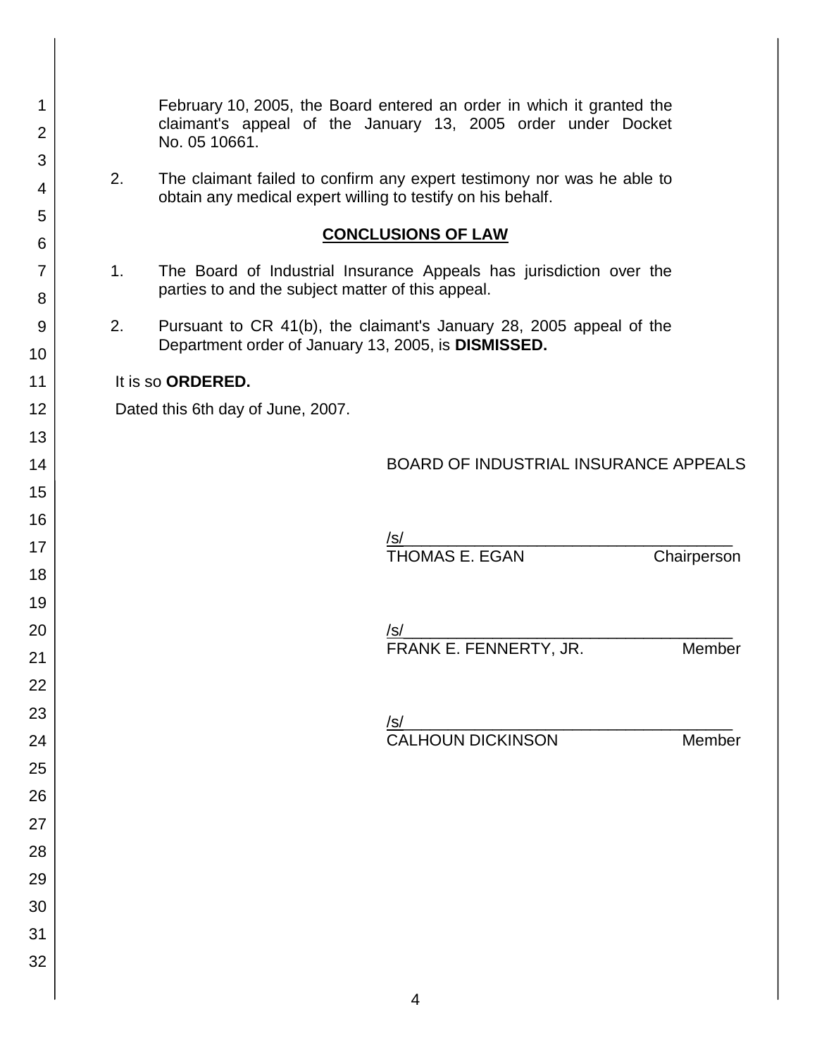February 10, 2005, the Board entered an order in which it granted the claimant's appeal of the January 13, 2005 order under Docket No. 05 10661.

2. The claimant failed to confirm any expert testimony nor was he able to obtain any medical expert willing to testify on his behalf.

## CONCLUSIONS OF LAW

1. The Board of Industrial Insurance Appeals has jurisdiction over the parties to and the subject matter of this appeal.

2. Pursuant to CR 41(b), the claimant's January 28, 2005 appeal of the Department order of January 13, 2005, is **DISMISSED.**

It is so **ORDERED.**

Dated this 6th day of June, 2007.

BOARD OF INDUSTRIAL INSURANCE APPEALS

/s/
THOMAS E. EGAN, Chairperson

/s/
FRANK E. FENNERTY, JR., Member

/s/
CALHOUN DICKINSON, Member